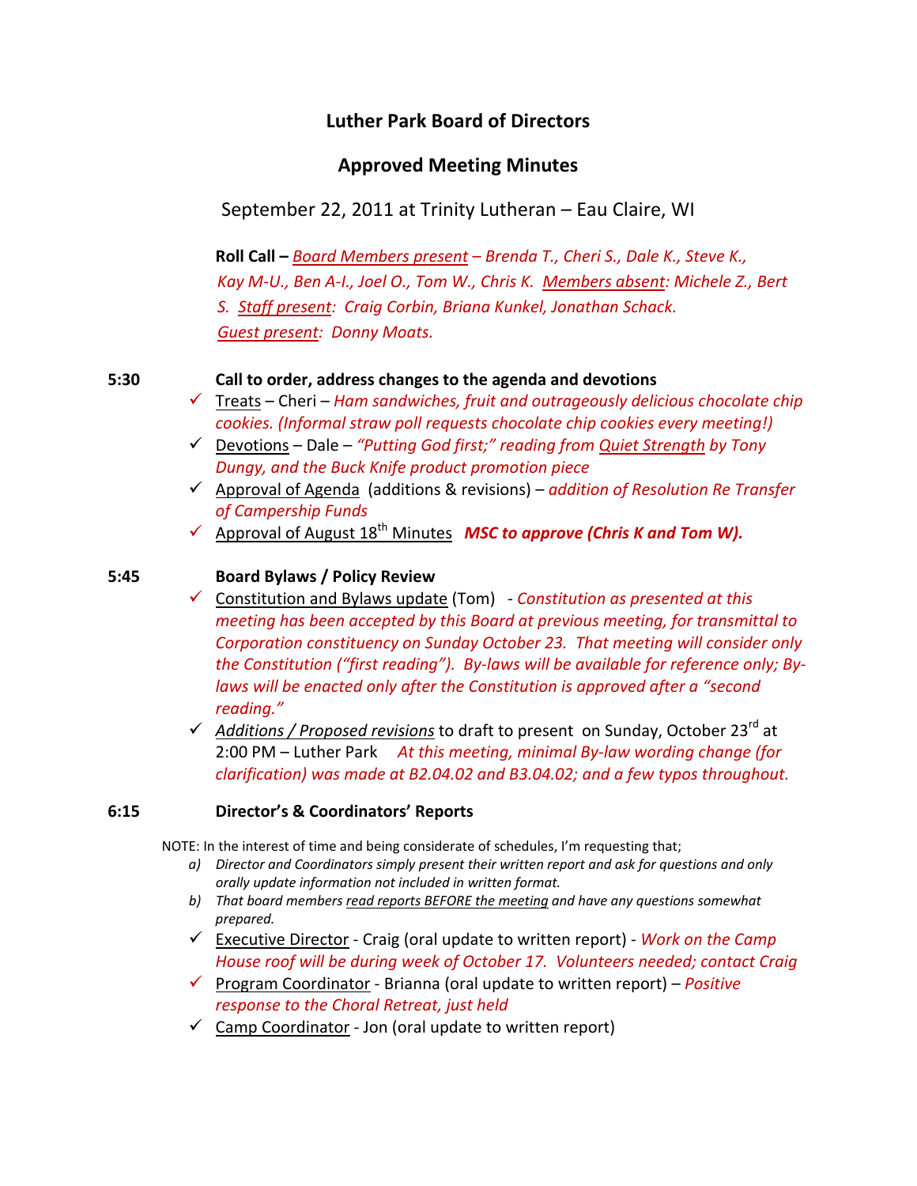# Luther Park Board of Directors

## Approved Meeting Minutes

September 22, 2011 at Trinity Lutheran – Eau Claire, WI

**Roll Call –** *Board Members present – Brenda T., Cheri S., Dale K., Steve K., Kay M-U., Ben A-I., Joel O., Tom W., Chris K. Members absent: Michele Z., Bert S. Staff present: Craig Corbin, Briana Kunkel, Jonathan Schack. Guest present: Donny Moats.*

**5:30 Call to order, address changes to the agenda and devotions**

- ✓ Treats – Cheri – *Ham sandwiches, fruit and outrageously delicious chocolate chip cookies. (Informal straw poll requests chocolate chip cookies every meeting!)*
- ✓ Devotions – Dale – *"Putting God first;" reading from Quiet Strength by Tony Dungy, and the Buck Knife product promotion piece*
- ✓ Approval of Agenda (additions & revisions) – *addition of Resolution Re Transfer of Campership Funds*
- ✓ Approval of August 18th Minutes ***MSC to approve (Chris K and Tom W).***

**5:45 Board Bylaws / Policy Review**

- ✓ Constitution and Bylaws update (Tom) - *Constitution as presented at this meeting has been accepted by this Board at previous meeting, for transmittal to Corporation constituency on Sunday October 23. That meeting will consider only the Constitution ("first reading"). By-laws will be available for reference only; By-laws will be enacted only after the Constitution is approved after a "second reading."*
- ✓ *Additions / Proposed revisions* to draft to present on Sunday, October 23rd at 2:00 PM – Luther Park *At this meeting, minimal By-law wording change (for clarification) was made at B2.04.02 and B3.04.02; and a few typos throughout.*

**6:15 Director's & Coordinators' Reports**

NOTE: In the interest of time and being considerate of schedules, I'm requesting that;

a) *Director and Coordinators simply present their written report and ask for questions and only orally update information not included in written format.*
b) *That board members read reports BEFORE the meeting and have any questions somewhat prepared.*

- ✓ Executive Director - Craig (oral update to written report) - *Work on the Camp House roof will be during week of October 17. Volunteers needed; contact Craig*
- ✓ Program Coordinator - Brianna (oral update to written report) – *Positive response to the Choral Retreat, just held*
- ✓ Camp Coordinator - Jon (oral update to written report)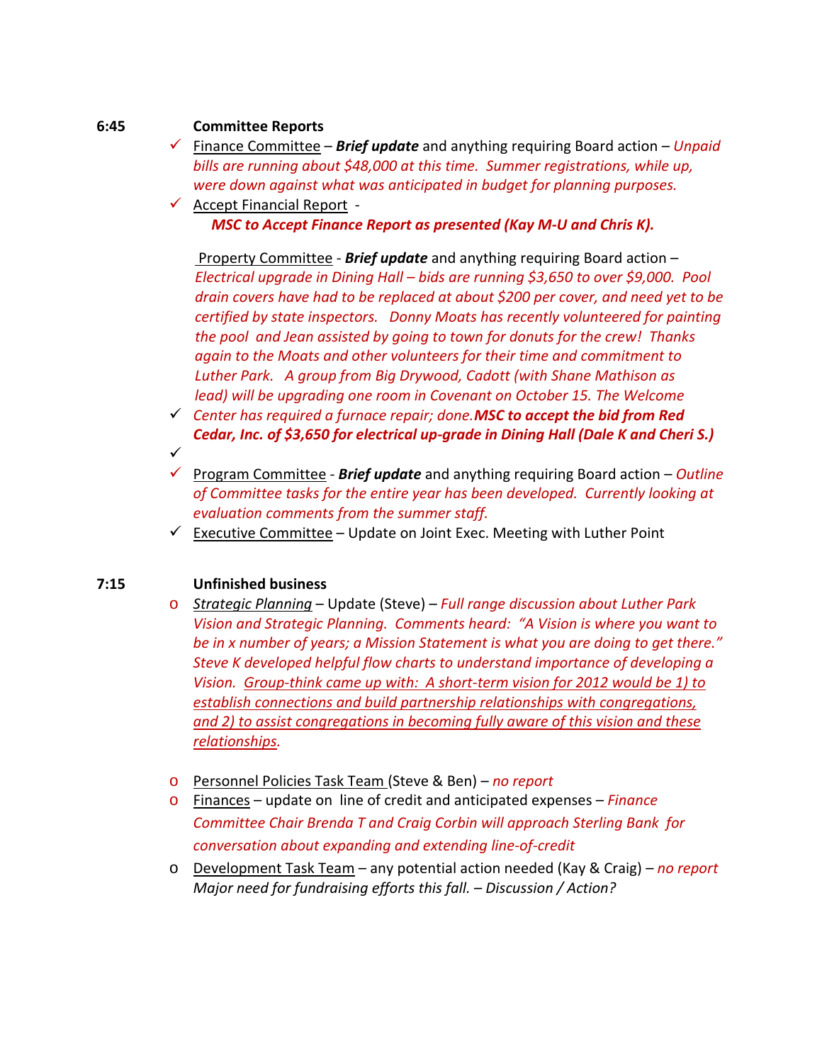**6:45 Committee Reports**

- ✓ Finance Committee – ***Brief update*** and anything requiring Board action – *Unpaid bills are running about $48,000 at this time. Summer registrations, while up, were down against what was anticipated in budget for planning purposes.*
- ✓ Accept Financial Report -
  ***MSC to Accept Finance Report as presented (Kay M-U and Chris K).***

Property Committee - ***Brief update*** and anything requiring Board action – *Electrical upgrade in Dining Hall – bids are running $3,650 to over $9,000. Pool drain covers have had to be replaced at about $200 per cover, and need yet to be certified by state inspectors. Donny Moats has recently volunteered for painting the pool and Jean assisted by going to town for donuts for the crew! Thanks again to the Moats and other volunteers for their time and commitment to Luther Park. A group from Big Drywood, Cadott (with Shane Mathison as lead) will be upgrading one room in Covenant on October 15. The Welcome Center has required a furnace repair; done.* ***MSC to accept the bid from Red Cedar, Inc. of $3,650 for electrical up-grade in Dining Hall (Dale K and Cheri S.)***

- ✓
- ✓ Program Committee - ***Brief update*** and anything requiring Board action – *Outline of Committee tasks for the entire year has been developed. Currently looking at evaluation comments from the summer staff.*
- ✓ Executive Committee – Update on Joint Exec. Meeting with Luther Point

**7:15 Unfinished business**

- *Strategic Planning* – Update (Steve) – *Full range discussion about Luther Park Vision and Strategic Planning. Comments heard: "A Vision is where you want to be in x number of years; a Mission Statement is what you are doing to get there." Steve K developed helpful flow charts to understand importance of developing a Vision. Group-think came up with: A short-term vision for 2012 would be 1) to establish connections and build partnership relationships with congregations, and 2) to assist congregations in becoming fully aware of this vision and these relationships.*

- Personnel Policies Task Team (Steve & Ben) – *no report*
- Finances – update on line of credit and anticipated expenses – *Finance Committee Chair Brenda T and Craig Corbin will approach Sterling Bank for conversation about expanding and extending line-of-credit*
- Development Task Team – any potential action needed (Kay & Craig) – *no report*
  *Major need for fundraising efforts this fall. – Discussion / Action?*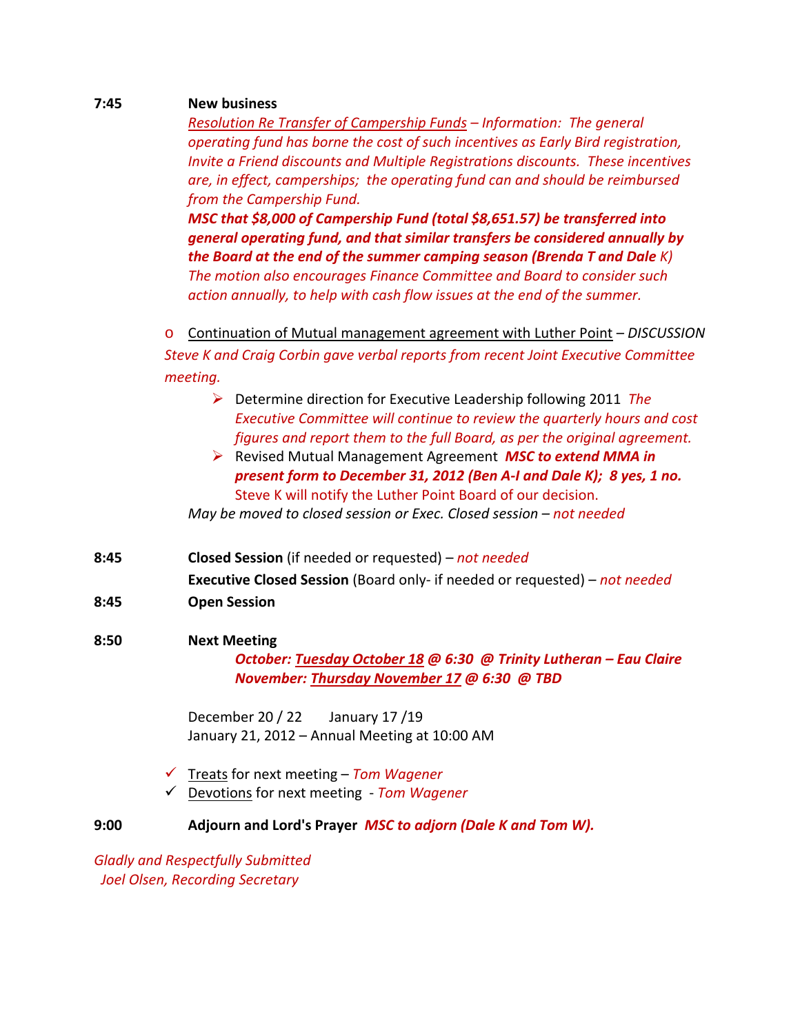**7:45** **New business**

*Resolution Re Transfer of Campership Funds – Information: The general operating fund has borne the cost of such incentives as Early Bird registration, Invite a Friend discounts and Multiple Registrations discounts. These incentives are, in effect, camperships; the operating fund can and should be reimbursed from the Campership Fund.*

***MSC that $8,000 of Campership Fund (total $8,651.57) be transferred into general operating fund, and that similar transfers be considered annually by the Board at the end of the summer camping season (Brenda T and Dale** K)*

*The motion also encourages Finance Committee and Board to consider such action annually, to help with cash flow issues at the end of the summer.*

- Continuation of Mutual management agreement with Luther Point – *DISCUSSION* Steve K and Craig Corbin gave verbal reports from recent Joint Executive Committee meeting.
  - Determine direction for Executive Leadership following 2011 *The Executive Committee will continue to review the quarterly hours and cost figures and report them to the full Board, as per the original agreement.*
  - Revised Mutual Management Agreement ***MSC to extend MMA in present form to December 31, 2012 (Ben A-I and Dale K); 8 yes, 1 no.*** Steve K will notify the Luther Point Board of our decision.

*May be moved to closed session or Exec. Closed session – not needed*

**8:45** **Closed Session** (if needed or requested) – *not needed*

**Executive Closed Session** (Board only- if needed or requested) – *not needed*

**8:45** **Open Session**

**8:50** **Next Meeting**

***October: Tuesday October 18 @ 6:30 @ Trinity Lutheran – Eau Claire***
***November: Thursday November 17 @ 6:30 @ TBD***

December 20 / 22    January 17 /19
January 21, 2012 – Annual Meeting at 10:00 AM

- ✓ Treats for next meeting – *Tom Wagener*
- ✓ Devotions for next meeting - *Tom Wagener*

**9:00** **Adjourn and Lord's Prayer** ***MSC to adjorn (Dale K and Tom W).***

*Gladly and Respectfully Submitted*
*Joel Olsen, Recording Secretary*